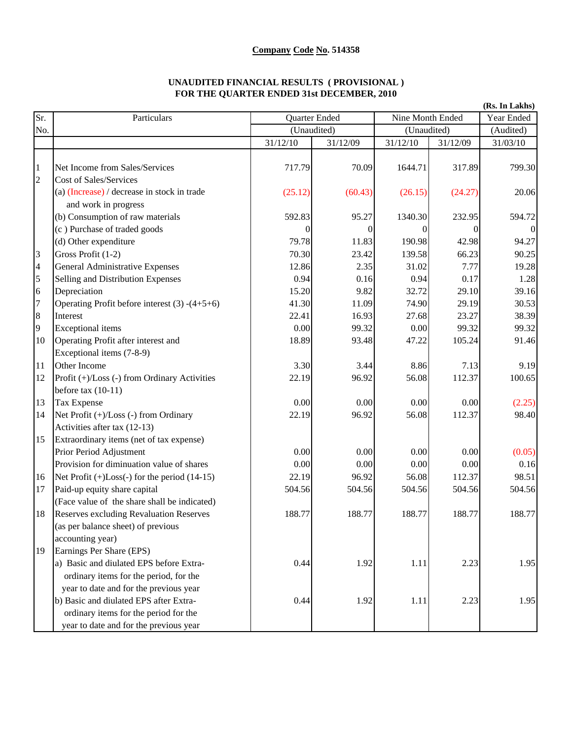**Company Code No. 514358**

**UNAUDITED FINANCIAL RESULTS ( PROVISIONAL )**
**FOR THE QUARTER ENDED 31st DECEMBER, 2010**

**(Rs. In Lakhs)**

| Sr. No. | Particulars | Quarter Ended (Unaudited) | | Nine Month Ended (Unaudited) | | Year Ended (Audited) |
|---|---|---|---|---|---|---|
| | | 31/12/10 | 31/12/09 | 31/12/10 | 31/12/09 | 31/03/10 |
| 1 | Net Income from Sales/Services | 717.79 | 70.09 | 1644.71 | 317.89 | 799.30 |
| 2 | Cost of Sales/Services | | | | | |
| | (a) (Increase) / decrease in stock in trade and work in progress | (25.12) | (60.43) | (26.15) | (24.27) | 20.06 |
| | (b) Consumption of raw materials | 592.83 | 95.27 | 1340.30 | 232.95 | 594.72 |
| | (c ) Purchase of traded goods | 0 | 0 | 0 | 0 | 0 |
| | (d) Other expenditure | 79.78 | 11.83 | 190.98 | 42.98 | 94.27 |
| 3 | Gross Profit (1-2) | 70.30 | 23.42 | 139.58 | 66.23 | 90.25 |
| 4 | General Administrative Expenses | 12.86 | 2.35 | 31.02 | 7.77 | 19.28 |
| 5 | Selling and Distribution Expenses | 0.94 | 0.16 | 0.94 | 0.17 | 1.28 |
| 6 | Depreciation | 15.20 | 9.82 | 32.72 | 29.10 | 39.16 |
| 7 | Operating Profit before interest (3) -(4+5+6) | 41.30 | 11.09 | 74.90 | 29.19 | 30.53 |
| 8 | Interest | 22.41 | 16.93 | 27.68 | 23.27 | 38.39 |
| 9 | Exceptional items | 0.00 | 99.32 | 0.00 | 99.32 | 99.32 |
| 10 | Operating Profit after interest and Exceptional items (7-8-9) | 18.89 | 93.48 | 47.22 | 105.24 | 91.46 |
| 11 | Other Income | 3.30 | 3.44 | 8.86 | 7.13 | 9.19 |
| 12 | Profit (+)/Loss (-) from Ordinary Activities before tax (10-11) | 22.19 | 96.92 | 56.08 | 112.37 | 100.65 |
| 13 | Tax Expense | 0.00 | 0.00 | 0.00 | 0.00 | (2.25) |
| 14 | Net Profit (+)/Loss (-) from Ordinary Activities after tax (12-13) | 22.19 | 96.92 | 56.08 | 112.37 | 98.40 |
| 15 | Extraordinary items (net of tax expense) | | | | | |
| | Prior Period Adjustment | 0.00 | 0.00 | 0.00 | 0.00 | (0.05) |
| | Provision for diminuation value of shares | 0.00 | 0.00 | 0.00 | 0.00 | 0.16 |
| 16 | Net Profit (+)Loss(-) for the period (14-15) | 22.19 | 96.92 | 56.08 | 112.37 | 98.51 |
| 17 | Paid-up equity share capital (Face value of the share shall be indicated) | 504.56 | 504.56 | 504.56 | 504.56 | 504.56 |
| 18 | Reserves excluding Revaluation Reserves (as per balance sheet) of previous accounting year) | 188.77 | 188.77 | 188.77 | 188.77 | 188.77 |
| 19 | Earnings Per Share (EPS) | | | | | |
| | a) Basic and diulated EPS before Extra-ordinary items for the period, for the year to date and for the previous year | 0.44 | 1.92 | 1.11 | 2.23 | 1.95 |
| | b) Basic and diulated EPS after Extra-ordinary items for the period for the year to date and for the previous year | 0.44 | 1.92 | 1.11 | 2.23 | 1.95 |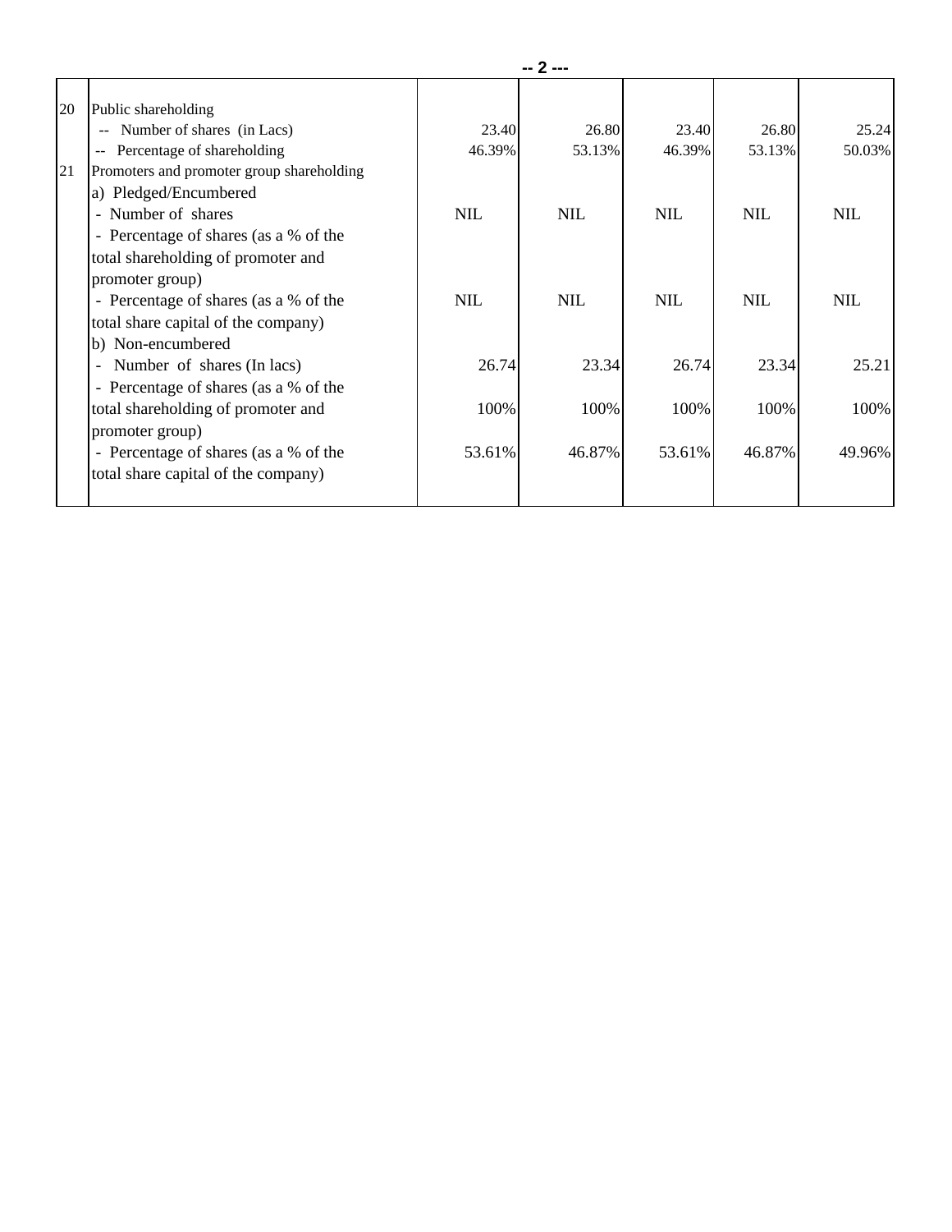| | | | | | | |
|---|---|---|---|---|---|---|
| 20 | Public shareholding | | | | | |
| | -- Number of shares (in Lacs) | 23.40 | 26.80 | 23.40 | 26.80 | 25.24 |
| | -- Percentage of shareholding | 46.39% | 53.13% | 46.39% | 53.13% | 50.03% |
| 21 | Promoters and promoter group shareholding | | | | | |
| | a) Pledged/Encumbered | | | | | |
| | - Number of shares | NIL | NIL | NIL | NIL | NIL |
| | - Percentage of shares (as a % of the total shareholding of promoter and promoter group) | | | | | |
| | - Percentage of shares (as a % of the total share capital of the company) | NIL | NIL | NIL | NIL | NIL |
| | b) Non-encumbered | | | | | |
| | - Number of shares (In lacs) | 26.74 | 23.34 | 26.74 | 23.34 | 25.21 |
| | - Percentage of shares (as a % of the total shareholding of promoter and promoter group) | 100% | 100% | 100% | 100% | 100% |
| | - Percentage of shares (as a % of the total share capital of the company) | 53.61% | 46.87% | 53.61% | 46.87% | 49.96% |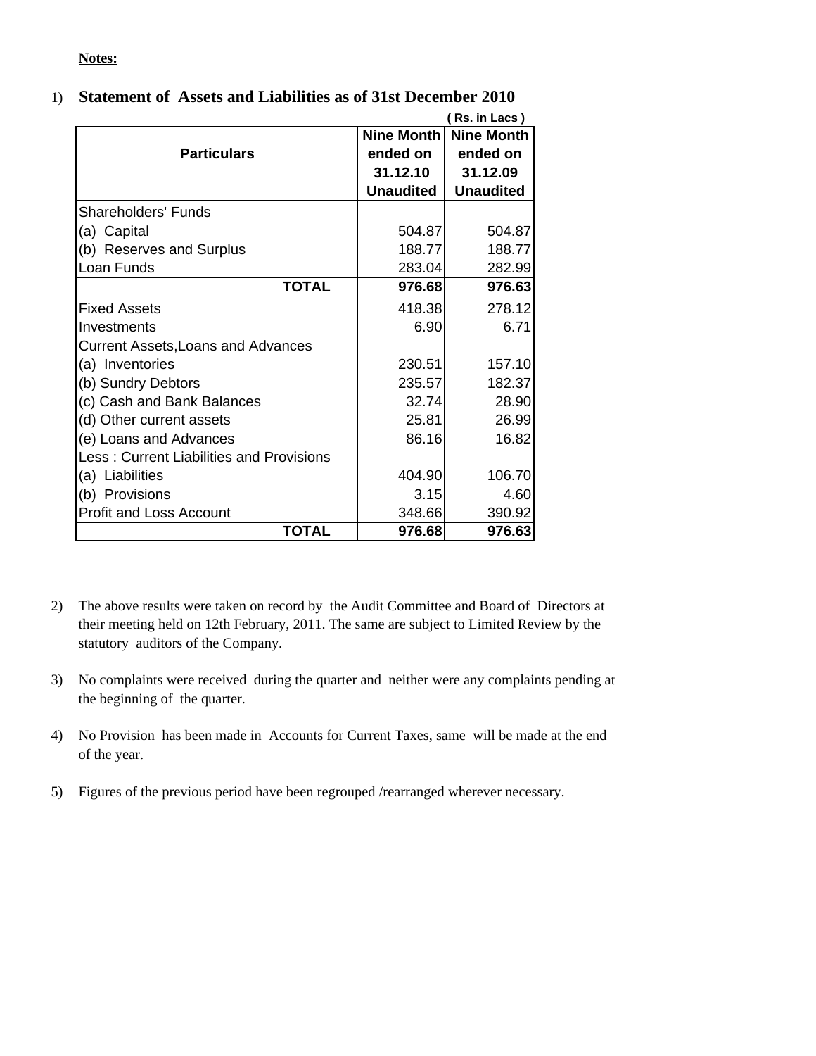**Notes:**

1) **Statement of Assets and Liabilities as of 31st December 2010**

( Rs. in Lacs )

| Particulars | Nine Month ended on 31.12.10 Unaudited | Nine Month ended on 31.12.09 Unaudited |
|---|---|---|
| Shareholders' Funds | | |
| (a) Capital | 504.87 | 504.87 |
| (b) Reserves and Surplus | 188.77 | 188.77 |
| Loan Funds | 283.04 | 282.99 |
| **TOTAL** | **976.68** | **976.63** |
| Fixed Assets | 418.38 | 278.12 |
| Investments | 6.90 | 6.71 |
| Current Assets,Loans and Advances | | |
| (a) Inventories | 230.51 | 157.10 |
| (b) Sundry Debtors | 235.57 | 182.37 |
| (c) Cash and Bank Balances | 32.74 | 28.90 |
| (d) Other current assets | 25.81 | 26.99 |
| (e) Loans and Advances | 86.16 | 16.82 |
| Less : Current Liabilities and Provisions | | |
| (a) Liabilities | 404.90 | 106.70 |
| (b) Provisions | 3.15 | 4.60 |
| Profit and Loss Account | 348.66 | 390.92 |
| **TOTAL** | **976.68** | **976.63** |

2) The above results were taken on record by the Audit Committee and Board of Directors at their meeting held on 12th February, 2011. The same are subject to Limited Review by the statutory auditors of the Company.

3) No complaints were received during the quarter and neither were any complaints pending at the beginning of the quarter.

4) No Provision has been made in Accounts for Current Taxes, same will be made at the end of the year.

5) Figures of the previous period have been regrouped /rearranged wherever necessary.